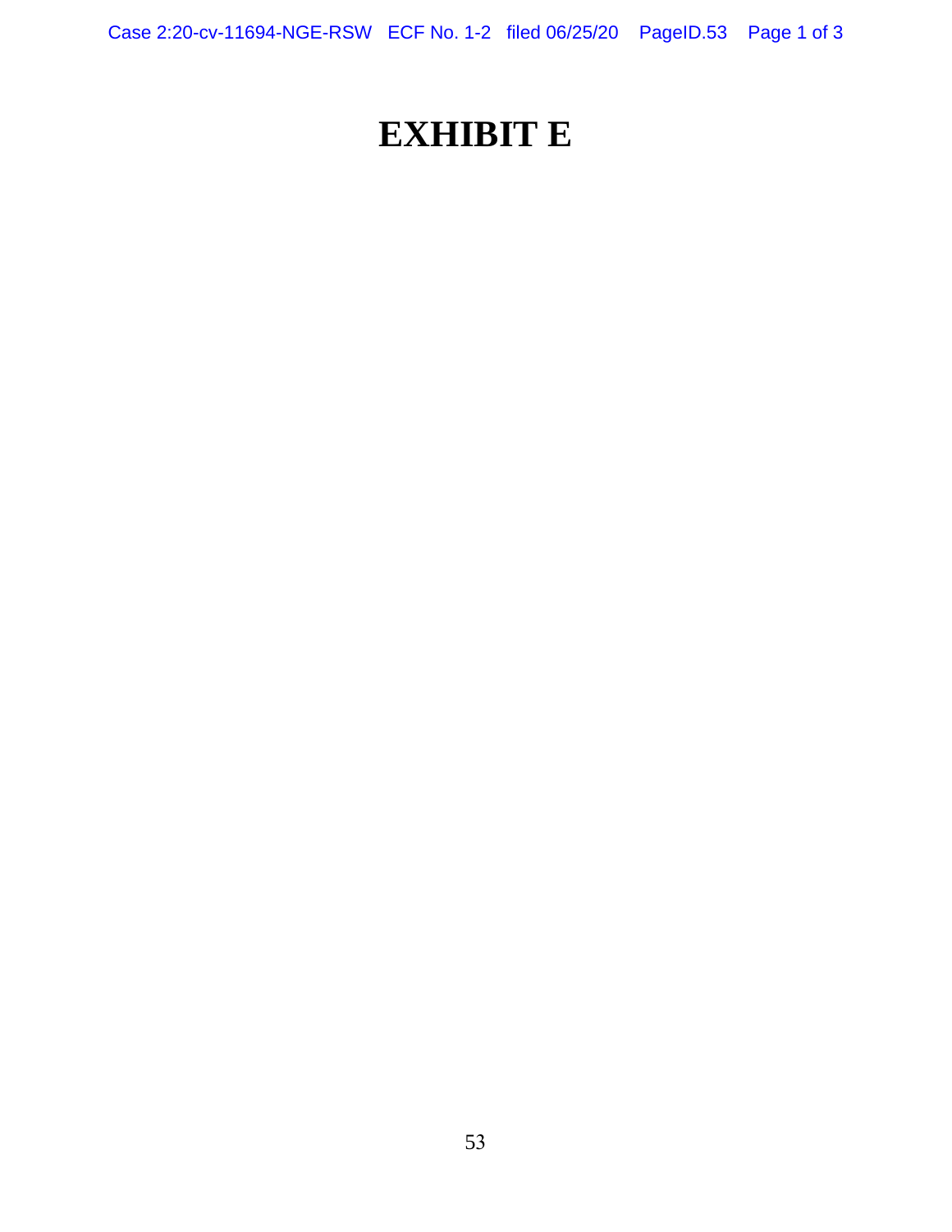# EXHIBIT E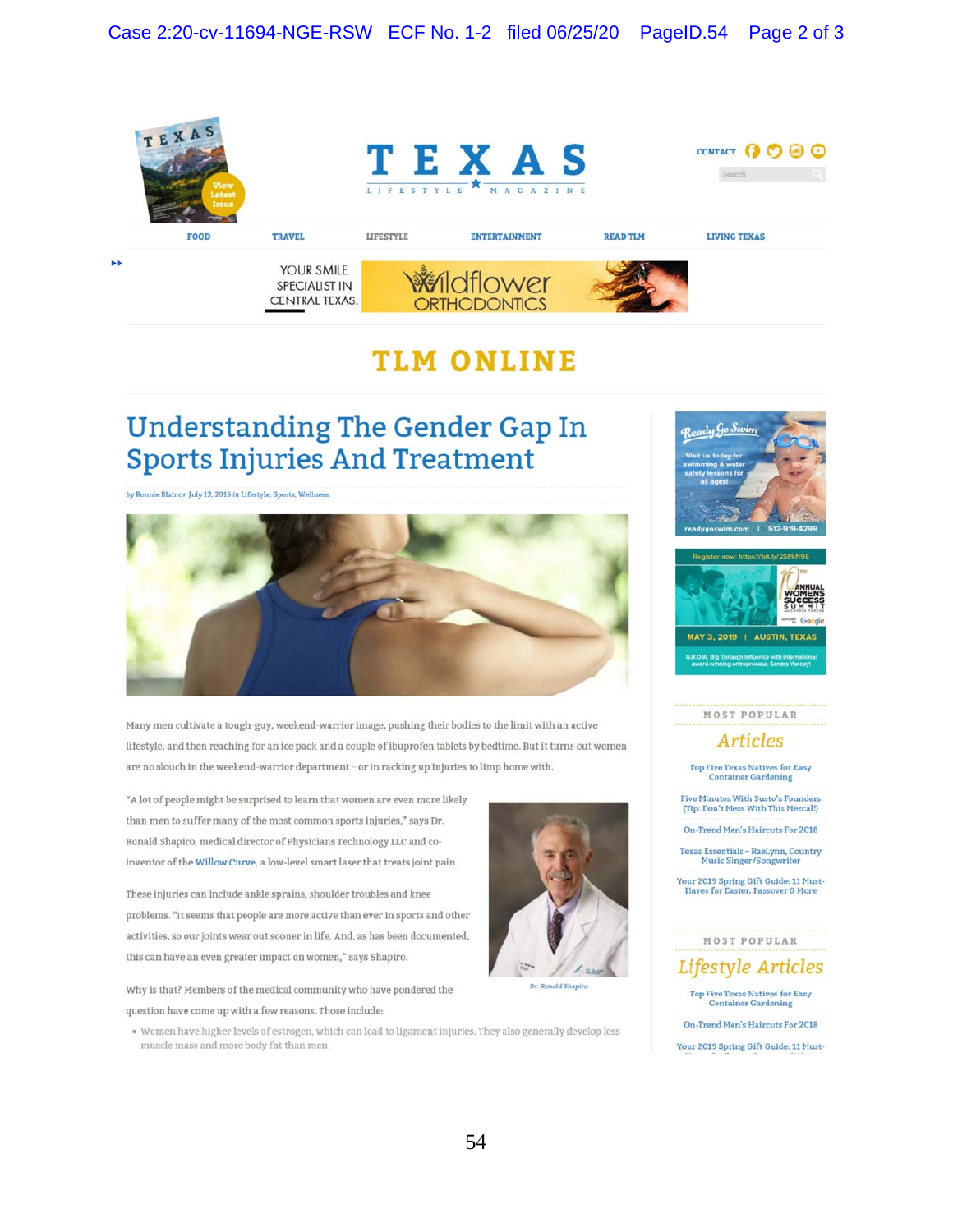TEXAS LIFESTYLE MAGAZINE

CONTACT

FOOD | TRAVEL | LIFESTYLE | ENTERTAINMENT | READ TLM | LIVING TEXAS

YOUR SMILE SPECIALIST IN CENTRAL TEXAS. Wildflower ORTHODONTICS

# TLM ONLINE

## Understanding The Gender Gap In Sports Injuries And Treatment

*by Ronnie Blair on July 12, 2016 in Lifestyle, Sports, Wellness,*

Many men cultivate a tough-guy, weekend-warrior image, pushing their bodies to the limit with an active lifestyle, and then reaching for an ice pack and a couple of ibuprofen tablets by bedtime. But it turns out women are no slouch in the weekend-warrior department – or in racking up injuries to limp home with.

"A lot of people might be surprised to learn that women are even more likely than men to suffer many of the most common sports injuries," says Dr. Ronald Shapiro, medical director of Physicians Technology LLC and co-inventor of the Willow Curve, a low-level smart laser that treats joint pain.

*Dr. Ronald Shapiro*

These injuries can include ankle sprains, shoulder troubles and knee problems. "It seems that people are more active than ever in sports and other activities, so our joints wear out sooner in life. And, as has been documented, this can have an even greater impact on women," says Shapiro.

Why is that? Members of the medical community who have pondered the question have come up with a few reasons. Those include:

- Women have higher levels of estrogen, which can lead to ligament injuries. They also generally develop less muscle mass and more body fat than men.

Ready Go Swim — Visit us today for swimming & water safety lessons for all ages! readygoswim.com | 512-919-4299

Register now: https://bit.ly/2SPkN96 — 10th ANNUAL WOMENS SUCCESS SUMMIT — MAY 3, 2019 | AUSTIN, TEXAS — G.R.O.W. Big Through Influence with international award-winning entrepreneur, Sandra Yancey!

### MOST POPULAR Articles

- Top Five Texas Natives for Easy Container Gardening
- Five Minutes With Susto's Founders (Tip: Don't Mess With This Mezcal!)
- On-Trend Men's Haircuts For 2018
- Texas Essentials – RaeLynn, Country Music Singer/Songwriter
- Your 2019 Spring Gift Guide: 11 Must-Haves for Easter, Passover & More

### MOST POPULAR Lifestyle Articles

- Top Five Texas Natives for Easy Container Gardening
- On-Trend Men's Haircuts For 2018
- Your 2019 Spring Gift Guide: 11 Must-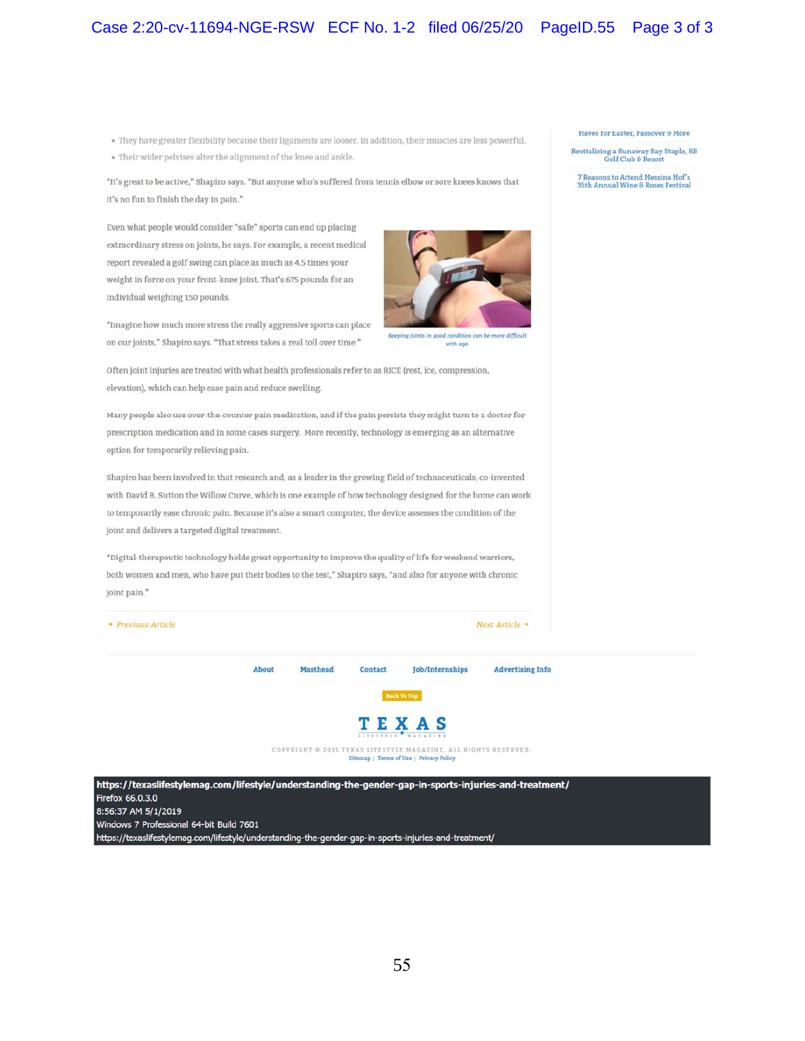- They have greater flexibility because their ligaments are looser. In addition, their muscles are less powerful.
- Their wider pelvises alter the alignment of the knee and ankle.

"It's great to be active," Shapiro says. "But anyone who's suffered from tennis elbow or sore knees knows that it's no fun to finish the day in pain."

Even what people would consider "safe" sports can end up placing extraordinary stress on joints, he says. For example, a recent medical report revealed a golf swing can place as much as 4.5 times your weight in force on your front-knee joint. That's 675 pounds for an individual weighing 150 pounds.

"Imagine how much more stress the really aggressive sports can place on our joints," Shapiro says. "That stress takes a real toll over time."

*Keeping joints in good condition can be more difficult with age.*

Often joint injuries are treated with what health professionals refer to as RICE (rest, ice, compression, elevation), which can help ease pain and reduce swelling.

Many people also use over-the-counter pain medication, and if the pain persists they might turn to a doctor for prescription medication and in some cases surgery. More recently, technology is emerging as an alternative option for temporarily relieving pain.

Shapiro has been involved in that research and, as a leader in the growing field of technaceuticals, co-invented with David B. Sutton the Willow Curve, which is one example of how technology designed for the home can work to temporarily ease chronic pain. Because it's also a smart computer, the device assesses the condition of the joint and delivers a targeted digital treatment.

"Digital therapeutic technology holds great opportunity to improve the quality of life for weekend warriors, both women and men, who have put their bodies to the test," Shapiro says, "and also for anyone with chronic joint pain."

◂ Previous Article    Next Article ▸

Haves for Easter, Passover & More

Revitalizing a Runaway Bay Staple, RB Golf Club & Resort

7 Reasons to Attend Messina Hof's 35th Annual Wine & Roses Festival

About | Masthead | Contact | Job/Internships | Advertising Info

Back To Top

TEXAS LIFESTYLE MAGAZINE

COPYRIGHT © 2015 TEXAS LIFESTYLE MAGAZINE. ALL RIGHTS RESERVED.
Sitemap | Terms of Use | Privacy Policy

https://texaslifestylemag.com/lifestyle/understanding-the-gender-gap-in-sports-injuries-and-treatment/
Firefox 66.0.3.0
8:56:37 AM 5/1/2019
Windows 7 Professional 64-bit Build 7601
https://texaslifestylemag.com/lifestyle/understanding-the-gender-gap-in-sports-injuries-and-treatment/